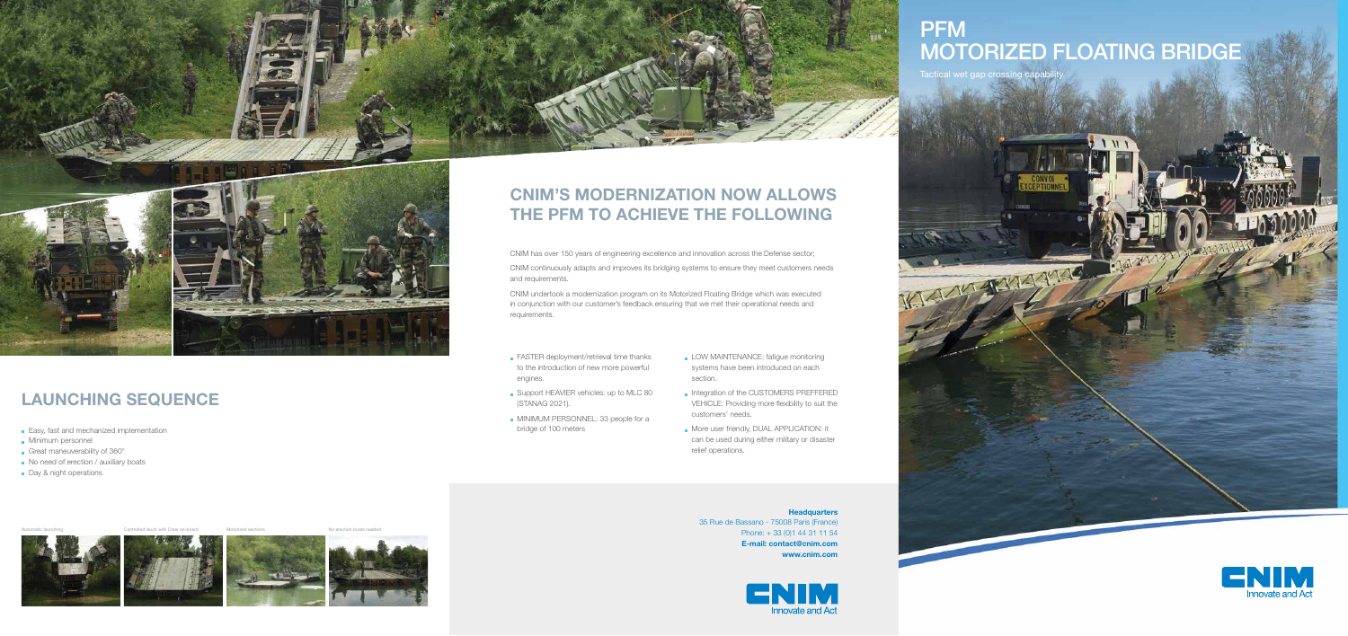# PFM MOTORIZED FLOATING BRIDGE

Tactical wet gap crossing capability

## CNIM'S MODERNIZATION NOW ALLOWS THE PFM TO ACHIEVE THE FOLLOWING

CNIM has over 150 years of engineering excellence and innovation across the Defense sector;

CNIM continuously adapts and improves its bridging systems to ensure they meet customers needs and requirements.

CNIM undertook a modernization program on its Motorized Floating Bridge which was executed in conjunction with our customer's feedback ensuring that we met their operational needs and requirements.

- FASTER deployment/retrieval time thanks to the introduction of new more powerful engines.
- Support HEAVIER vehicles: up to MLC 80 (STANAG 2021).
- MINIMUM PERSONNEL: 33 people for a bridge of 100 meters
- LOW MAINTENANCE: fatigue monitoring systems have been introduced on each section.
- Integration of the CUSTOMERS PREFFERED VEHICLE: Providing more flexibility to suit the customers' needs.
- More user friendly, DUAL APPLICATION: it can be used during either military or disaster relief operations.

## LAUNCHING SEQUENCE

- Easy, fast and mechanized implementation
- Minimum personnel
- Great maneuverability of 360°
- No need of erection / auxiliary boats
- Day & night operations

Automatic launching

Controlled lauch with Crew on-board

Motorized sections

No erection boats needed

**Headquarters**
35 Rue de Bassano - 75008 Paris (France)
Phone: + 33 (0)1 44 31 11 54
**E-mail: contact@cnim.com**
**www.cnim.com**

CNIM Innovate and Act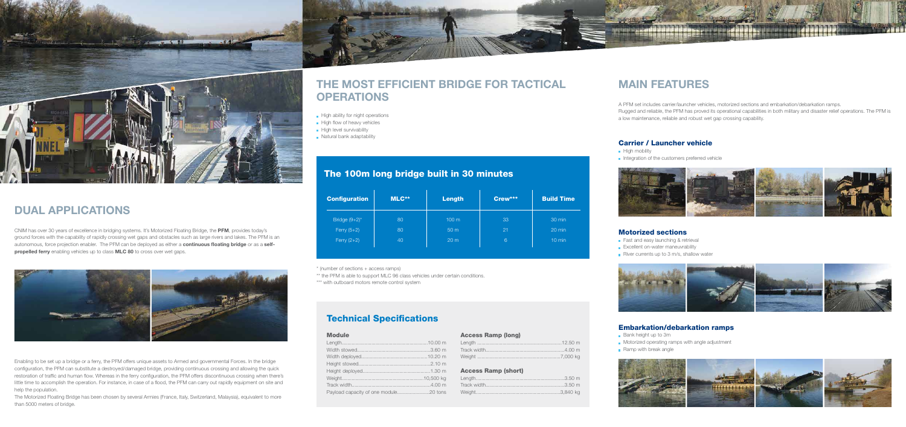## DUAL APPLICATIONS

CNIM has over 30 years of excellence in bridging systems. It's Motorized Floating Bridge, the **PFM**, provides today's ground forces with the capability of rapidly crossing wet gaps and obstacles such as large rivers and lakes. The PFM is an autonomous, force projection enabler. The PFM can be deployed as either a **continuous floating bridge** or as a **self-propelled ferry** enabling vehicles up to class **MLC 80** to cross over wet gaps.

Enabling to be set up a bridge or a ferry, the PFM offers unique assets to Armed and governmental Forces. In the bridge configuration, the PFM can substitute a destroyed/damaged bridge, providing continuous crossing and allowing the quick restoration of traffic and human flow. Whereas in the ferry configuration, the PFM offers discontinuous crossing when there's little time to accomplish the operation. For instance, in case of a flood, the PFM can carry out rapidly equipment on site and help the population.

The Motorized Floating Bridge has been chosen by several Armies (France, Italy, Switzerland, Malaysia), equivalent to more than 5000 meters of bridge.

## THE MOST EFFICIENT BRIDGE FOR TACTICAL OPERATIONS

- High ability for night operations
- High flow of heavy vehicles
- High level survivability
- Natural bank adaptability

### The 100m long bridge built in 30 minutes

| Configuration | MLC** | Length | Crew*** | Build Time |
|---|---|---|---|---|
| Bridge (9+2)* | 80 | 100 m | 33 | 30 min |
| Ferry (5+2) | 80 | 50 m | 21 | 20 min |
| Ferry (2+2) | 40 | 20 m | 6 | 10 min |

* (number of sections + access ramps)

** the PFM is able to support MLC 96 class vehicles under certain conditions.

*** with outboard motors remote control system

### Technical Specifications

#### Module

| | |
|---|---|
| Length | 10.00 m |
| Width stowed | 3.60 m |
| Width deployed | 10.20 m |
| Height stowed | 2.10 m |
| Height deployed | 1.30 m |
| Weight | 10,500 kg |
| Track width | 4.00 m |
| Payload capacity of one module | 20 tons |

#### Access Ramp (long)

| | |
|---|---|
| Length | 12.50 m |
| Track width | 4.00 m |
| Weight | 7,000 kg |

#### Access Ramp (short)

| | |
|---|---|
| Length | 3.50 m |
| Track width | 3.50 m |
| Weight | 3,840 kg |

## MAIN FEATURES

A PFM set includes carrier/launcher vehicles, motorized sections and embarkation/debarkation ramps.
Rugged and reliable, the PFM has proved its operational capabilities in both military and disaster relief operations. The PFM is a low maintenance, reliable and robust wet gap crossing capability.

### Carrier / Launcher vehicle

- High mobility
- Integration of the customers preferred vehicle

### Motorized sections

- Fast and easy launching & retrieval
- Excellent on-water maneuvrability
- River currents up to 3 m/s, shallow water

### Embarkation/debarkation ramps

- Bank height up to 3m
- Motorized operating ramps with angle adjustment
- Ramp with break angle